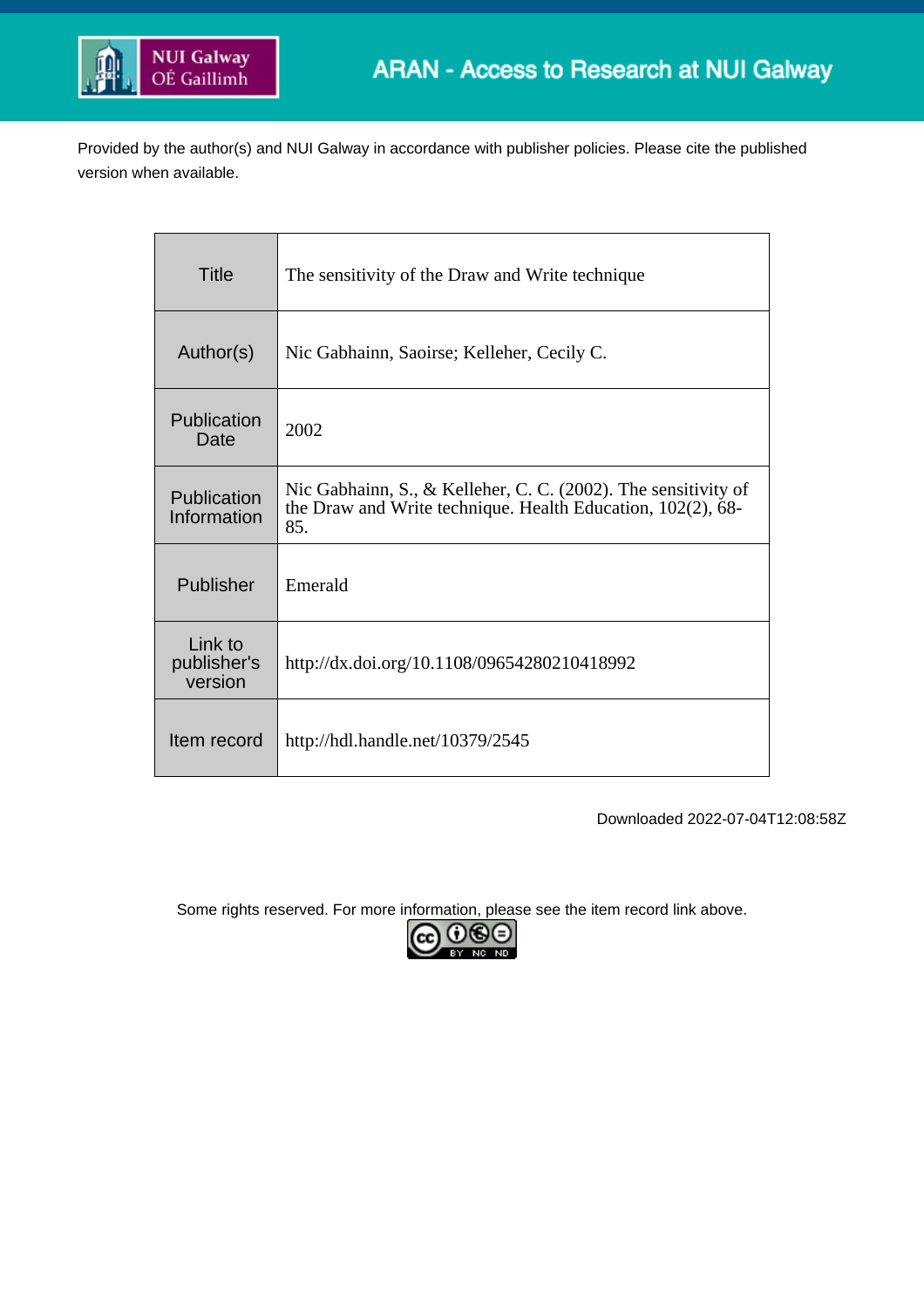NUI Galway
OÉ Gaillimh

ARAN - Access to Research at NUI Galway

Provided by the author(s) and NUI Galway in accordance with publisher policies. Please cite the published version when available.

| | |
|---|---|
| Title | The sensitivity of the Draw and Write technique |
| Author(s) | Nic Gabhainn, Saoirse; Kelleher, Cecily C. |
| Publication Date | 2002 |
| Publication Information | Nic Gabhainn, S., & Kelleher, C. C. (2002). The sensitivity of the Draw and Write technique. Health Education, 102(2), 68-85. |
| Publisher | Emerald |
| Link to publisher's version | http://dx.doi.org/10.1108/09654280210418992 |
| Item record | http://hdl.handle.net/10379/2545 |

Downloaded 2022-07-04T12:08:58Z

Some rights reserved. For more information, please see the item record link above.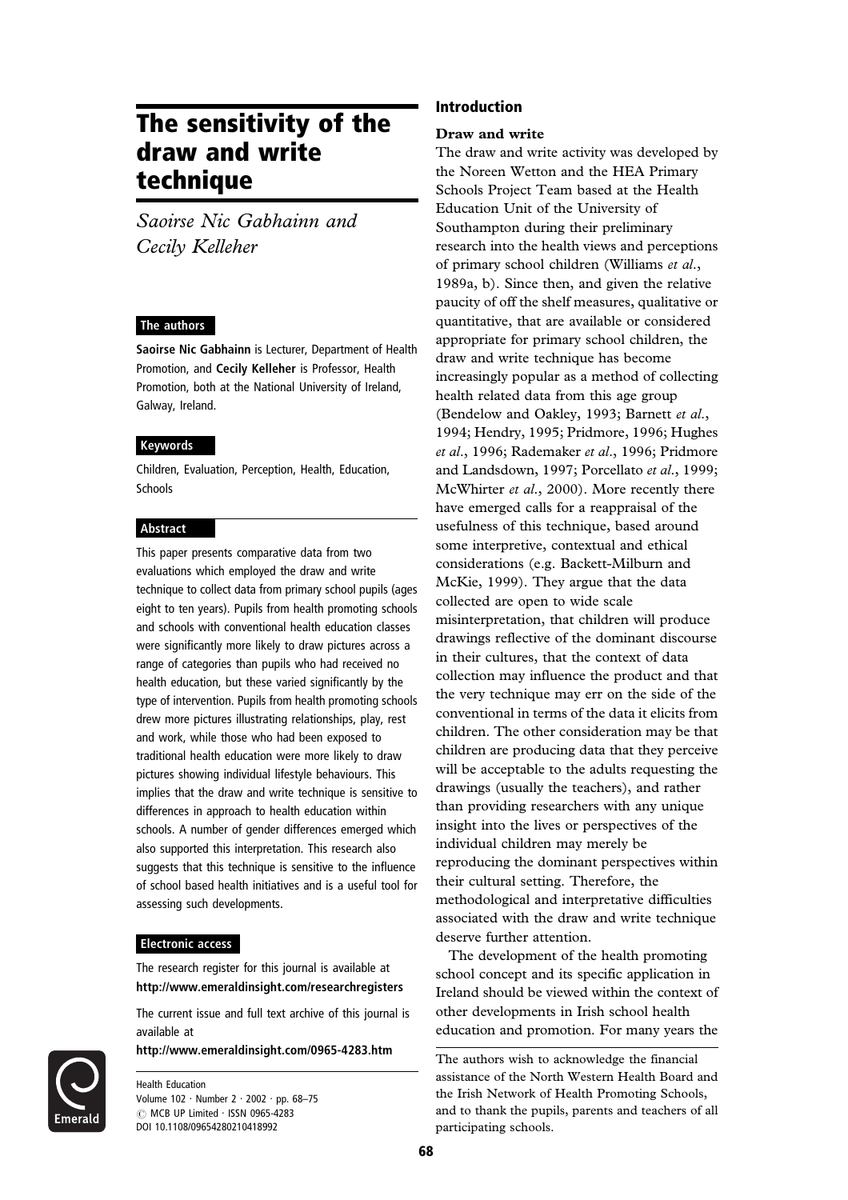# The sensitivity of the draw and write technique

*Saoirse Nic Gabhainn and Cecily Kelleher*

## The authors

**Saoirse Nic Gabhainn** is Lecturer, Department of Health Promotion, and **Cecily Kelleher** is Professor, Health Promotion, both at the National University of Ireland, Galway, Ireland.

## Keywords

Children, Evaluation, Perception, Health, Education, Schools

## Abstract

This paper presents comparative data from two evaluations which employed the draw and write technique to collect data from primary school pupils (ages eight to ten years). Pupils from health promoting schools and schools with conventional health education classes were significantly more likely to draw pictures across a range of categories than pupils who had received no health education, but these varied significantly by the type of intervention. Pupils from health promoting schools drew more pictures illustrating relationships, play, rest and work, while those who had been exposed to traditional health education were more likely to draw pictures showing individual lifestyle behaviours. This implies that the draw and write technique is sensitive to differences in approach to health education within schools. A number of gender differences emerged which also supported this interpretation. This research also suggests that this technique is sensitive to the influence of school based health initiatives and is a useful tool for assessing such developments.

## Electronic access

The research register for this journal is available at **http://www.emeraldinsight.com/researchregisters**

The current issue and full text archive of this journal is available at

**http://www.emeraldinsight.com/0965-4283.htm**

## Introduction

### Draw and write

The draw and write activity was developed by the Noreen Wetton and the HEA Primary Schools Project Team based at the Health Education Unit of the University of Southampton during their preliminary research into the health views and perceptions of primary school children (Williams *et al.*, 1989a, b). Since then, and given the relative paucity of off the shelf measures, qualitative or quantitative, that are available or considered appropriate for primary school children, the draw and write technique has become increasingly popular as a method of collecting health related data from this age group (Bendelow and Oakley, 1993; Barnett *et al.*, 1994; Hendry, 1995; Pridmore, 1996; Hughes *et al.*, 1996; Rademaker *et al.*, 1996; Pridmore and Landsdown, 1997; Porcellato *et al.*, 1999; McWhirter *et al.*, 2000). More recently there have emerged calls for a reappraisal of the usefulness of this technique, based around some interpretive, contextual and ethical considerations (e.g. Backett-Milburn and McKie, 1999). They argue that the data collected are open to wide scale misinterpretation, that children will produce drawings reflective of the dominant discourse in their cultures, that the context of data collection may influence the product and that the very technique may err on the side of the conventional in terms of the data it elicits from children. The other consideration may be that children are producing data that they perceive will be acceptable to the adults requesting the drawings (usually the teachers), and rather than providing researchers with any unique insight into the lives or perspectives of the individual children may merely be reproducing the dominant perspectives within their cultural setting. Therefore, the methodological and interpretative difficulties associated with the draw and write technique deserve further attention.

The development of the health promoting school concept and its specific application in Ireland should be viewed within the context of other developments in Irish school health education and promotion. For many years the

The authors wish to acknowledge the financial assistance of the North Western Health Board and the Irish Network of Health Promoting Schools, and to thank the pupils, parents and teachers of all participating schools.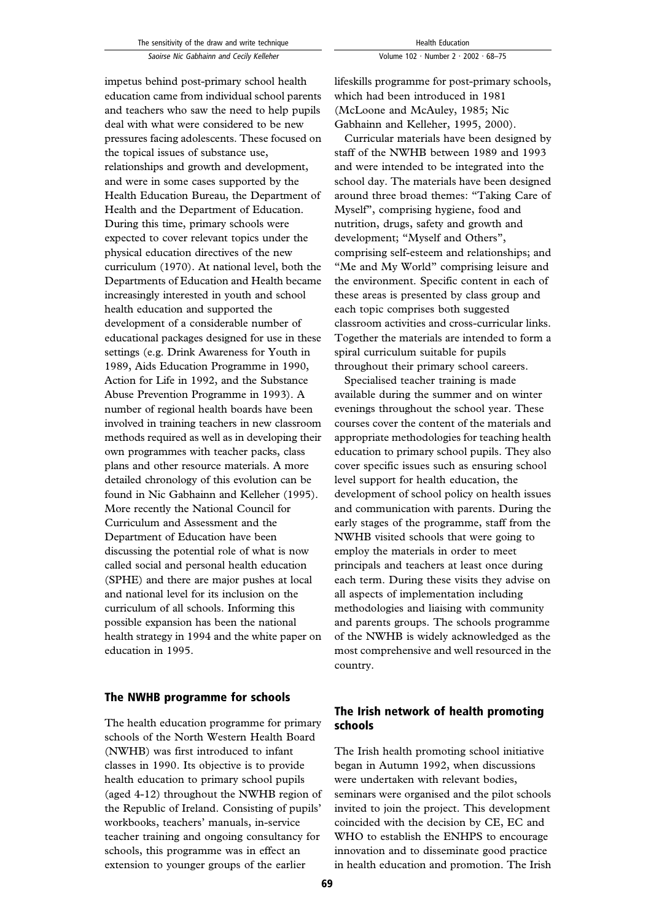impetus behind post-primary school health education came from individual school parents and teachers who saw the need to help pupils deal with what were considered to be new pressures facing adolescents. These focused on the topical issues of substance use, relationships and growth and development, and were in some cases supported by the Health Education Bureau, the Department of Health and the Department of Education. During this time, primary schools were expected to cover relevant topics under the physical education directives of the new curriculum (1970). At national level, both the Departments of Education and Health became increasingly interested in youth and school health education and supported the development of a considerable number of educational packages designed for use in these settings (e.g. Drink Awareness for Youth in 1989, Aids Education Programme in 1990, Action for Life in 1992, and the Substance Abuse Prevention Programme in 1993). A number of regional health boards have been involved in training teachers in new classroom methods required as well as in developing their own programmes with teacher packs, class plans and other resource materials. A more detailed chronology of this evolution can be found in Nic Gabhainn and Kelleher (1995). More recently the National Council for Curriculum and Assessment and the Department of Education have been discussing the potential role of what is now called social and personal health education (SPHE) and there are major pushes at local and national level for its inclusion on the curriculum of all schools. Informing this possible expansion has been the national health strategy in 1994 and the white paper on education in 1995.

## The NWHB programme for schools

The health education programme for primary schools of the North Western Health Board (NWHB) was first introduced to infant classes in 1990. Its objective is to provide health education to primary school pupils (aged 4-12) throughout the NWHB region of the Republic of Ireland. Consisting of pupils' workbooks, teachers' manuals, in-service teacher training and ongoing consultancy for schools, this programme was in effect an extension to younger groups of the earlier lifeskills programme for post-primary schools, which had been introduced in 1981 (McLoone and McAuley, 1985; Nic Gabhainn and Kelleher, 1995, 2000).

Curricular materials have been designed by staff of the NWHB between 1989 and 1993 and were intended to be integrated into the school day. The materials have been designed around three broad themes: "Taking Care of Myself", comprising hygiene, food and nutrition, drugs, safety and growth and development; "Myself and Others", comprising self-esteem and relationships; and "Me and My World" comprising leisure and the environment. Specific content in each of these areas is presented by class group and each topic comprises both suggested classroom activities and cross-curricular links. Together the materials are intended to form a spiral curriculum suitable for pupils throughout their primary school careers.

Specialised teacher training is made available during the summer and on winter evenings throughout the school year. These courses cover the content of the materials and appropriate methodologies for teaching health education to primary school pupils. They also cover specific issues such as ensuring school level support for health education, the development of school policy on health issues and communication with parents. During the early stages of the programme, staff from the NWHB visited schools that were going to employ the materials in order to meet principals and teachers at least once during each term. During these visits they advise on all aspects of implementation including methodologies and liaising with community and parents groups. The schools programme of the NWHB is widely acknowledged as the most comprehensive and well resourced in the country.

## The Irish network of health promoting schools

The Irish health promoting school initiative began in Autumn 1992, when discussions were undertaken with relevant bodies, seminars were organised and the pilot schools invited to join the project. This development coincided with the decision by CE, EC and WHO to establish the ENHPS to encourage innovation and to disseminate good practice in health education and promotion. The Irish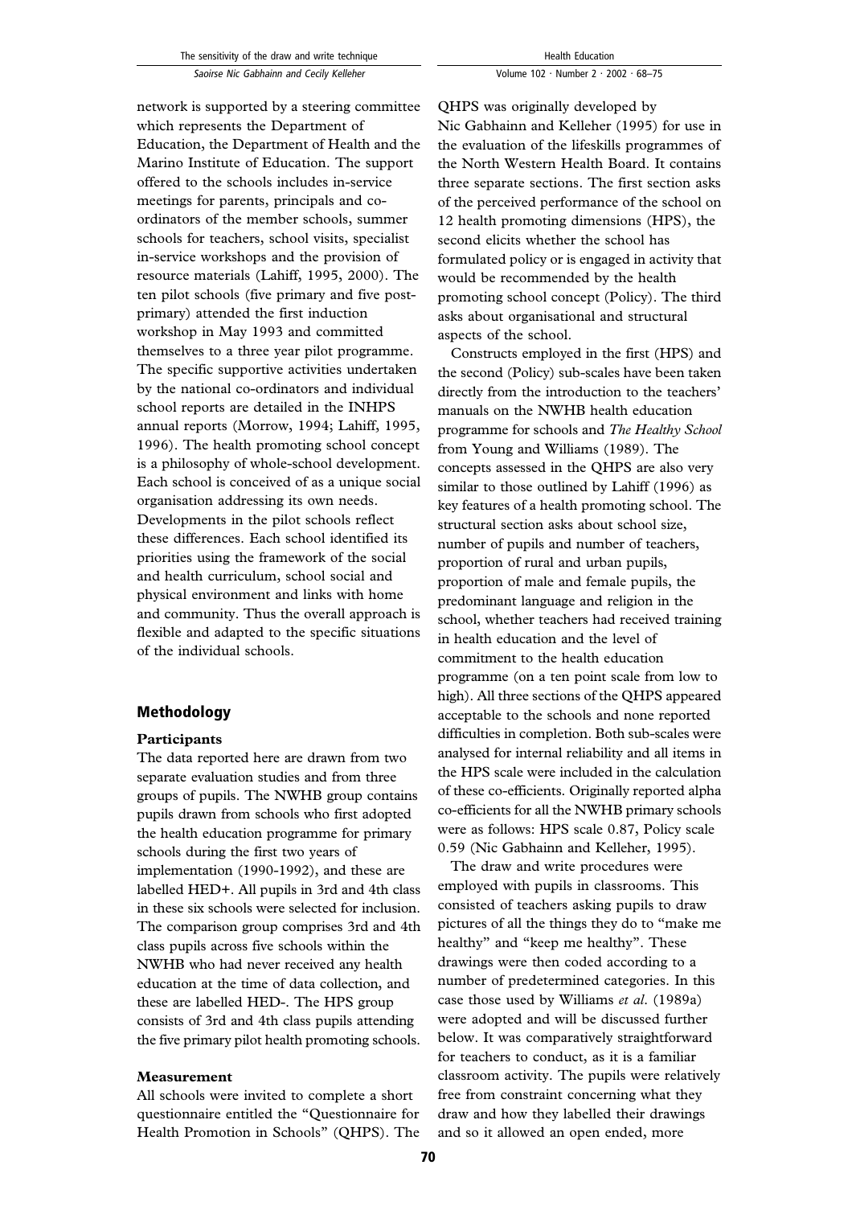network is supported by a steering committee which represents the Department of Education, the Department of Health and the Marino Institute of Education. The support offered to the schools includes in-service meetings for parents, principals and co-ordinators of the member schools, summer schools for teachers, school visits, specialist in-service workshops and the provision of resource materials (Lahiff, 1995, 2000). The ten pilot schools (five primary and five post-primary) attended the first induction workshop in May 1993 and committed themselves to a three year pilot programme. The specific supportive activities undertaken by the national co-ordinators and individual school reports are detailed in the INHPS annual reports (Morrow, 1994; Lahiff, 1995, 1996). The health promoting school concept is a philosophy of whole-school development. Each school is conceived of as a unique social organisation addressing its own needs. Developments in the pilot schools reflect these differences. Each school identified its priorities using the framework of the social and health curriculum, school social and physical environment and links with home and community. Thus the overall approach is flexible and adapted to the specific situations of the individual schools.

## Methodology

### Participants

The data reported here are drawn from two separate evaluation studies and from three groups of pupils. The NWHB group contains pupils drawn from schools who first adopted the health education programme for primary schools during the first two years of implementation (1990-1992), and these are labelled HED+. All pupils in 3rd and 4th class in these six schools were selected for inclusion. The comparison group comprises 3rd and 4th class pupils across five schools within the NWHB who had never received any health education at the time of data collection, and these are labelled HED-. The HPS group consists of 3rd and 4th class pupils attending the five primary pilot health promoting schools.

### Measurement

All schools were invited to complete a short questionnaire entitled the "Questionnaire for Health Promotion in Schools" (QHPS). The QHPS was originally developed by Nic Gabhainn and Kelleher (1995) for use in the evaluation of the lifeskills programmes of the North Western Health Board. It contains three separate sections. The first section asks of the perceived performance of the school on 12 health promoting dimensions (HPS), the second elicits whether the school has formulated policy or is engaged in activity that would be recommended by the health promoting school concept (Policy). The third asks about organisational and structural aspects of the school.

Constructs employed in the first (HPS) and the second (Policy) sub-scales have been taken directly from the introduction to the teachers' manuals on the NWHB health education programme for schools and *The Healthy School* from Young and Williams (1989). The concepts assessed in the QHPS are also very similar to those outlined by Lahiff (1996) as key features of a health promoting school. The structural section asks about school size, number of pupils and number of teachers, proportion of rural and urban pupils, proportion of male and female pupils, the predominant language and religion in the school, whether teachers had received training in health education and the level of commitment to the health education programme (on a ten point scale from low to high). All three sections of the QHPS appeared acceptable to the schools and none reported difficulties in completion. Both sub-scales were analysed for internal reliability and all items in the HPS scale were included in the calculation of these co-efficients. Originally reported alpha co-efficients for all the NWHB primary schools were as follows: HPS scale 0.87, Policy scale 0.59 (Nic Gabhainn and Kelleher, 1995).

The draw and write procedures were employed with pupils in classrooms. This consisted of teachers asking pupils to draw pictures of all the things they do to "make me healthy" and "keep me healthy". These drawings were then coded according to a number of predetermined categories. In this case those used by Williams *et al*. (1989a) were adopted and will be discussed further below. It was comparatively straightforward for teachers to conduct, as it is a familiar classroom activity. The pupils were relatively free from constraint concerning what they draw and how they labelled their drawings and so it allowed an open ended, more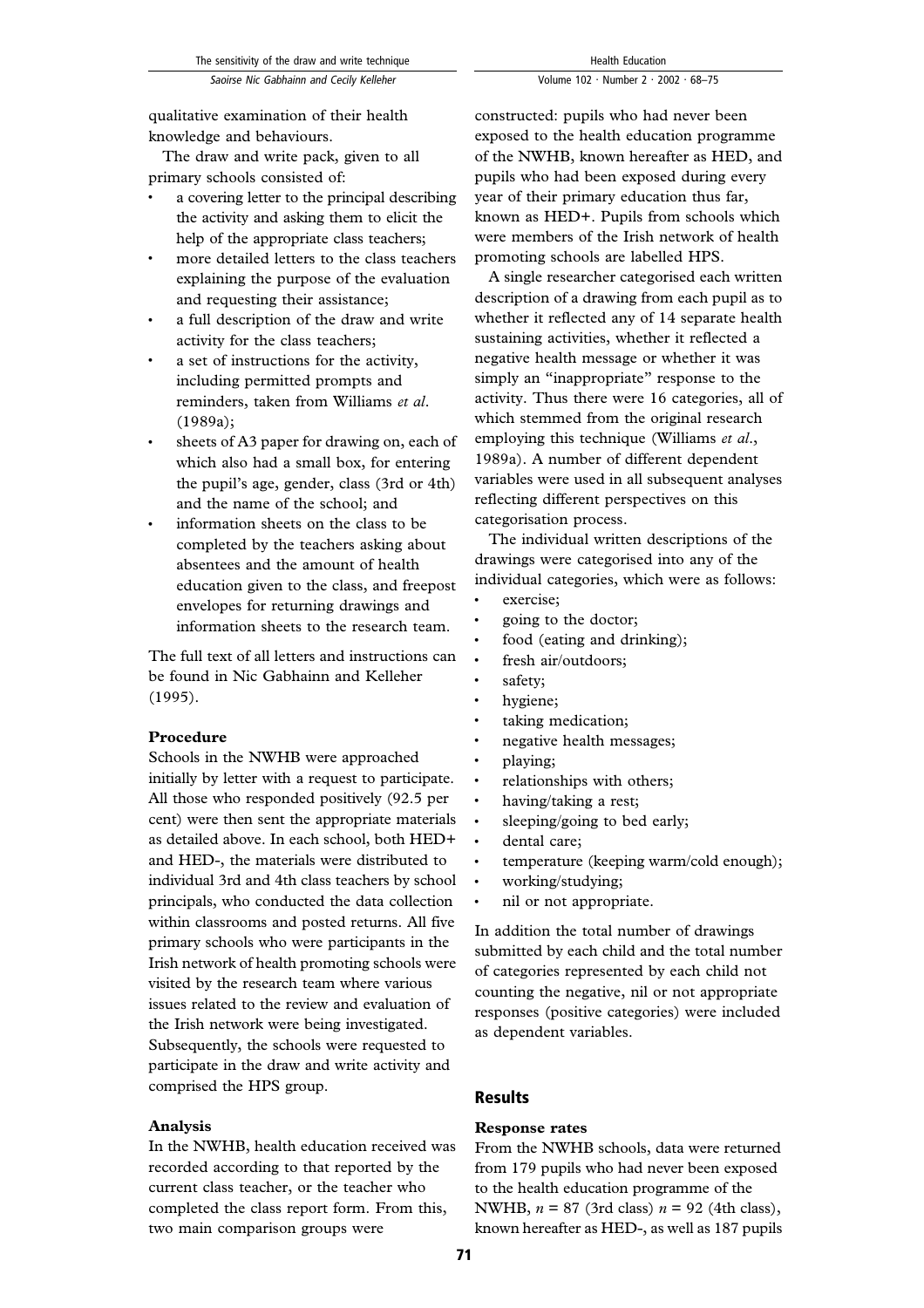qualitative examination of their health knowledge and behaviours.

The draw and write pack, given to all primary schools consisted of:

- a covering letter to the principal describing the activity and asking them to elicit the help of the appropriate class teachers;
- more detailed letters to the class teachers explaining the purpose of the evaluation and requesting their assistance;
- a full description of the draw and write activity for the class teachers;
- a set of instructions for the activity, including permitted prompts and reminders, taken from Williams *et al*. (1989a);
- sheets of A3 paper for drawing on, each of which also had a small box, for entering the pupil's age, gender, class (3rd or 4th) and the name of the school; and
- information sheets on the class to be completed by the teachers asking about absentees and the amount of health education given to the class, and freepost envelopes for returning drawings and information sheets to the research team.

The full text of all letters and instructions can be found in Nic Gabhainn and Kelleher (1995).

### Procedure

Schools in the NWHB were approached initially by letter with a request to participate. All those who responded positively (92.5 per cent) were then sent the appropriate materials as detailed above. In each school, both HED+ and HED-, the materials were distributed to individual 3rd and 4th class teachers by school principals, who conducted the data collection within classrooms and posted returns. All five primary schools who were participants in the Irish network of health promoting schools were visited by the research team where various issues related to the review and evaluation of the Irish network were being investigated. Subsequently, the schools were requested to participate in the draw and write activity and comprised the HPS group.

### Analysis

In the NWHB, health education received was recorded according to that reported by the current class teacher, or the teacher who completed the class report form. From this, two main comparison groups were constructed: pupils who had never been exposed to the health education programme of the NWHB, known hereafter as HED, and pupils who had been exposed during every year of their primary education thus far, known as HED+. Pupils from schools which were members of the Irish network of health promoting schools are labelled HPS.

A single researcher categorised each written description of a drawing from each pupil as to whether it reflected any of 14 separate health sustaining activities, whether it reflected a negative health message or whether it was simply an "inappropriate" response to the activity. Thus there were 16 categories, all of which stemmed from the original research employing this technique (Williams *et al*., 1989a). A number of different dependent variables were used in all subsequent analyses reflecting different perspectives on this categorisation process.

The individual written descriptions of the drawings were categorised into any of the individual categories, which were as follows:

- exercise;
- going to the doctor;
- food (eating and drinking);
- fresh air/outdoors;
- safety;
- hygiene;
- taking medication;
- negative health messages;
- playing;
- relationships with others;
- having/taking a rest;
- sleeping/going to bed early;
- dental care;
- temperature (keeping warm/cold enough);
- working/studying;
- nil or not appropriate.

In addition the total number of drawings submitted by each child and the total number of categories represented by each child not counting the negative, nil or not appropriate responses (positive categories) were included as dependent variables.

## Results

### Response rates

From the NWHB schools, data were returned from 179 pupils who had never been exposed to the health education programme of the NWHB, $n = 87$ (3rd class) $n = 92$ (4th class), known hereafter as HED-, as well as 187 pupils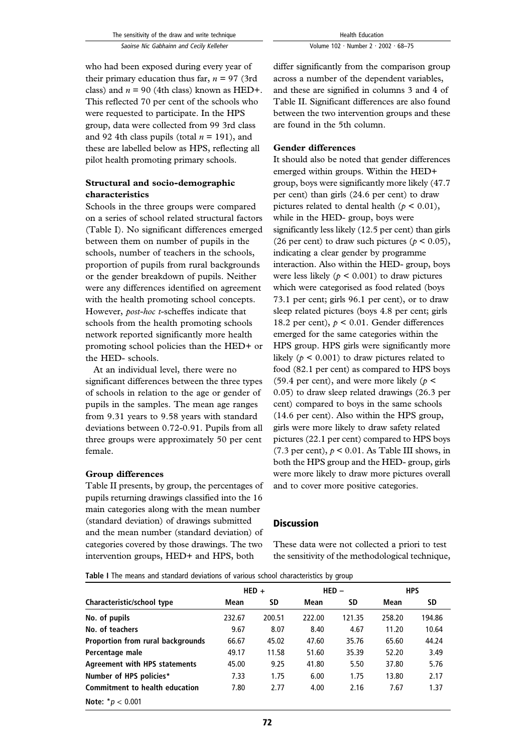who had been exposed during every year of their primary education thus far, $n = 97$ (3rd class) and $n = 90$ (4th class) known as HED+. This reflected 70 per cent of the schools who were requested to participate. In the HPS group, data were collected from 99 3rd class and 92 4th class pupils (total $n = 191$), and these are labelled below as HPS, reflecting all pilot health promoting primary schools.

### Structural and socio-demographic characteristics

Schools in the three groups were compared on a series of school related structural factors (Table I). No significant differences emerged between them on number of pupils in the schools, number of teachers in the schools, proportion of pupils from rural backgrounds or the gender breakdown of pupils. Neither were any differences identified on agreement with the health promoting school concepts. However, *post-hoc t*-scheffes indicate that schools from the health promoting schools network reported significantly more health promoting school policies than the HED+ or the HED- schools.

At an individual level, there were no significant differences between the three types of schools in relation to the age or gender of pupils in the samples. The mean age ranges from 9.31 years to 9.58 years with standard deviations between 0.72-0.91. Pupils from all three groups were approximately 50 per cent female.

### Group differences

Table II presents, by group, the percentages of pupils returning drawings classified into the 16 main categories along with the mean number (standard deviation) of drawings submitted and the mean number (standard deviation) of categories covered by those drawings. The two intervention groups, HED+ and HPS, both differ significantly from the comparison group across a number of the dependent variables, and these are signified in columns 3 and 4 of Table II. Significant differences are also found between the two intervention groups and these are found in the 5th column.

### Gender differences

It should also be noted that gender differences emerged within groups. Within the HED+ group, boys were significantly more likely (47.7 per cent) than girls (24.6 per cent) to draw pictures related to dental health ($p < 0.01$), while in the HED- group, boys were significantly less likely (12.5 per cent) than girls (26 per cent) to draw such pictures ($p < 0.05$), indicating a clear gender by programme interaction. Also within the HED- group, boys were less likely ($p < 0.001$) to draw pictures which were categorised as food related (boys 73.1 per cent; girls 96.1 per cent), or to draw sleep related pictures (boys 4.8 per cent; girls 18.2 per cent), $p < 0.01$. Gender differences emerged for the same categories within the HPS group. HPS girls were significantly more likely ($p < 0.001$) to draw pictures related to food (82.1 per cent) as compared to HPS boys (59.4 per cent), and were more likely ($p < 0.05$) to draw sleep related drawings (26.3 per cent) compared to boys in the same schools (14.6 per cent). Also within the HPS group, girls were more likely to draw safety related pictures (22.1 per cent) compared to HPS boys (7.3 per cent), $p < 0.01$. As Table III shows, in both the HPS group and the HED- group, girls were more likely to draw more pictures overall and to cover more positive categories.

## Discussion

These data were not collected a priori to test the sensitivity of the methodological technique,

**Table I** The means and standard deviations of various school characteristics by group

| | HED + | | HED – | | HPS | |
|---|---|---|---|---|---|---|
| **Characteristic/school type** | **Mean** | **SD** | **Mean** | **SD** | **Mean** | **SD** |
| **No. of pupils** | 232.67 | 200.51 | 222.00 | 121.35 | 258.20 | 194.86 |
| **No. of teachers** | 9.67 | 8.07 | 8.40 | 4.67 | 11.20 | 10.64 |
| **Proportion from rural backgrounds** | 66.67 | 45.02 | 47.60 | 35.76 | 65.60 | 44.24 |
| **Percentage male** | 49.17 | 11.58 | 51.60 | 35.39 | 52.20 | 3.49 |
| **Agreement with HPS statements** | 45.00 | 9.25 | 41.80 | 5.50 | 37.80 | 5.76 |
| **Number of HPS policies*** | 7.33 | 1.75 | 6.00 | 1.75 | 13.80 | 2.17 |
| **Commitment to health education** | 7.80 | 2.77 | 4.00 | 2.16 | 7.67 | 1.37 |

**Note:** $^{*}p < 0.001$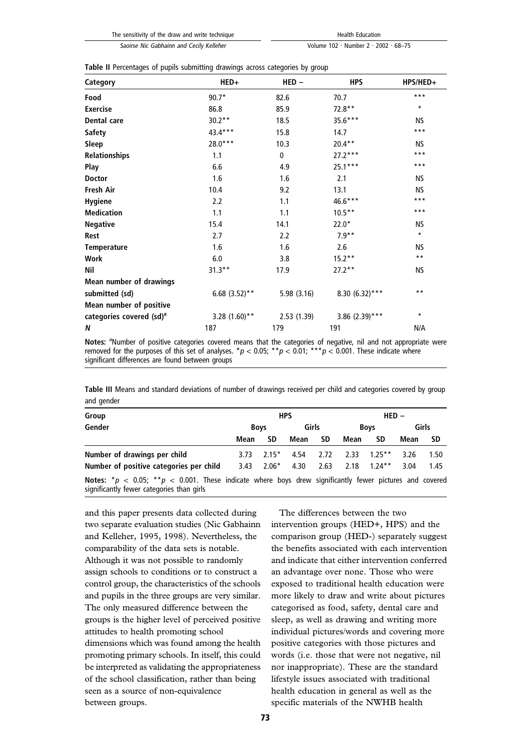**Table II** Percentages of pupils submitting drawings across categories by group

| Category | HED+ | HED – | HPS | HPS/HED+ |
|---|---|---|---|---|
| **Food** | 90.7* | 82.6 | 70.7 | *** |
| **Exercise** | 86.8 | 85.9 | 72.8** | * |
| **Dental care** | 30.2** | 18.5 | 35.6*** | NS |
| **Safety** | 43.4*** | 15.8 | 14.7 | *** |
| **Sleep** | 28.0*** | 10.3 | 20.4** | NS |
| **Relationships** | 1.1 | 0 | 27.2*** | *** |
| **Play** | 6.6 | 4.9 | 25.1*** | *** |
| **Doctor** | 1.6 | 1.6 | 2.1 | NS |
| **Fresh Air** | 10.4 | 9.2 | 13.1 | NS |
| **Hygiene** | 2.2 | 1.1 | 46.6*** | *** |
| **Medication** | 1.1 | 1.1 | 10.5** | *** |
| **Negative** | 15.4 | 14.1 | 22.0* | NS |
| **Rest** | 2.7 | 2.2 | 7.9** | * |
| **Temperature** | 1.6 | 1.6 | 2.6 | NS |
| **Work** | 6.0 | 3.8 | 15.2** | ** |
| **Nil** | 31.3** | 17.9 | 27.2** | NS |
| **Mean number of drawings submitted (sd)** | 6.68 (3.52)** | 5.98 (3.16) | 8.30 (6.32)*** | ** |
| **Mean number of positive categories covered (sd)[a]** | 3.28 (1.60)** | 2.53 (1.39) | 3.86 (2.39)*** | * |
| ***N*** | 187 | 179 | 191 | N/A |

**Notes:** [a]Number of positive categories covered means that the categories of negative, nil and not appropriate were removed for the purposes of this set of analyses. *$p < 0.05$; **$p < 0.01$; ***$p < 0.001$. These indicate where significant differences are found between groups

**Table III** Means and standard deviations of number of drawings received per child and categories covered by group and gender

| Group | HPS | | | | HED – | | | |
|---|---|---|---|---|---|---|---|---|
| Gender | Boys | | Girls | | Boys | | Girls | |
| | Mean | SD | Mean | SD | Mean | SD | Mean | SD |
| **Number of drawings per child** | 3.73 | 2.15* | 4.54 | 2.72 | 2.33 | 1.25** | 3.26 | 1.50 |
| **Number of positive categories per child** | 3.43 | 2.06* | 4.30 | 2.63 | 2.18 | 1.24** | 3.04 | 1.45 |

**Notes:** *$p < 0.05$; **$p < 0.001$. These indicate where boys drew significantly fewer pictures and covered significantly fewer categories than girls

and this paper presents data collected during two separate evaluation studies (Nic Gabhainn and Kelleher, 1995, 1998). Nevertheless, the comparability of the data sets is notable. Although it was not possible to randomly assign schools to conditions or to construct a control group, the characteristics of the schools and pupils in the three groups are very similar. The only measured difference between the groups is the higher level of perceived positive attitudes to health promoting school dimensions which was found among the health promoting primary schools. In itself, this could be interpreted as validating the appropriateness of the school classification, rather than being seen as a source of non-equivalence between groups.

The differences between the two intervention groups (HED+, HPS) and the comparison group (HED-) separately suggest the benefits associated with each intervention and indicate that either intervention conferred an advantage over none. Those who were exposed to traditional health education were more likely to draw and write about pictures categorised as food, safety, dental care and sleep, as well as drawing and writing more individual pictures/words and covering more positive categories with those pictures and words (i.e. those that were not negative, nil nor inappropriate). These are the standard lifestyle issues associated with traditional health education in general as well as the specific materials of the NWHB health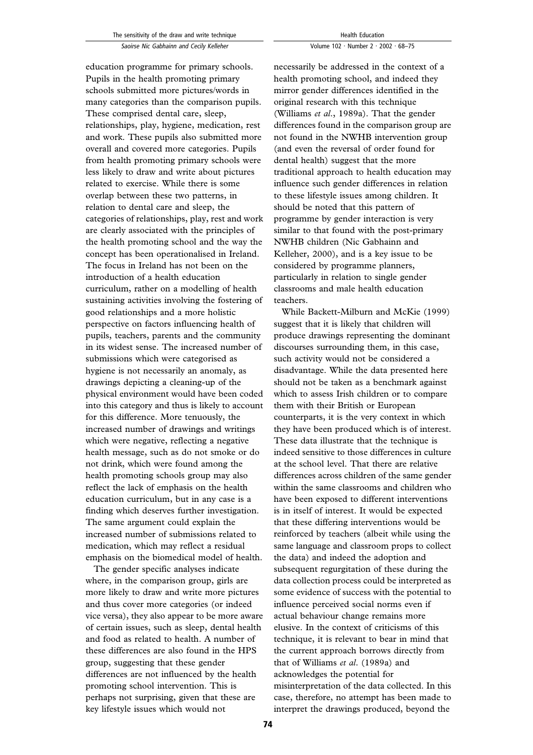education programme for primary schools. Pupils in the health promoting primary schools submitted more pictures/words in many categories than the comparison pupils. These comprised dental care, sleep, relationships, play, hygiene, medication, rest and work. These pupils also submitted more overall and covered more categories. Pupils from health promoting primary schools were less likely to draw and write about pictures related to exercise. While there is some overlap between these two patterns, in relation to dental care and sleep, the categories of relationships, play, rest and work are clearly associated with the principles of the health promoting school and the way the concept has been operationalised in Ireland. The focus in Ireland has not been on the introduction of a health education curriculum, rather on a modelling of health sustaining activities involving the fostering of good relationships and a more holistic perspective on factors influencing health of pupils, teachers, parents and the community in its widest sense. The increased number of submissions which were categorised as hygiene is not necessarily an anomaly, as drawings depicting a cleaning-up of the physical environment would have been coded into this category and thus is likely to account for this difference. More tenuously, the increased number of drawings and writings which were negative, reflecting a negative health message, such as do not smoke or do not drink, which were found among the health promoting schools group may also reflect the lack of emphasis on the health education curriculum, but in any case is a finding which deserves further investigation. The same argument could explain the increased number of submissions related to medication, which may reflect a residual emphasis on the biomedical model of health.

The gender specific analyses indicate where, in the comparison group, girls are more likely to draw and write more pictures and thus cover more categories (or indeed vice versa), they also appear to be more aware of certain issues, such as sleep, dental health and food as related to health. A number of these differences are also found in the HPS group, suggesting that these gender differences are not influenced by the health promoting school intervention. This is perhaps not surprising, given that these are key lifestyle issues which would not necessarily be addressed in the context of a health promoting school, and indeed they mirror gender differences identified in the original research with this technique (Williams *et al*., 1989a). That the gender differences found in the comparison group are not found in the NWHB intervention group (and even the reversal of order found for dental health) suggest that the more traditional approach to health education may influence such gender differences in relation to these lifestyle issues among children. It should be noted that this pattern of programme by gender interaction is very similar to that found with the post-primary NWHB children (Nic Gabhainn and Kelleher, 2000), and is a key issue to be considered by programme planners, particularly in relation to single gender classrooms and male health education teachers.

While Backett-Milburn and McKie (1999) suggest that it is likely that children will produce drawings representing the dominant discourses surrounding them, in this case, such activity would not be considered a disadvantage. While the data presented here should not be taken as a benchmark against which to assess Irish children or to compare them with their British or European counterparts, it is the very context in which they have been produced which is of interest. These data illustrate that the technique is indeed sensitive to those differences in culture at the school level. That there are relative differences across children of the same gender within the same classrooms and children who have been exposed to different interventions is in itself of interest. It would be expected that these differing interventions would be reinforced by teachers (albeit while using the same language and classroom props to collect the data) and indeed the adoption and subsequent regurgitation of these during the data collection process could be interpreted as some evidence of success with the potential to influence perceived social norms even if actual behaviour change remains more elusive. In the context of criticisms of this technique, it is relevant to bear in mind that the current approach borrows directly from that of Williams *et al*. (1989a) and acknowledges the potential for misinterpretation of the data collected. In this case, therefore, no attempt has been made to interpret the drawings produced, beyond the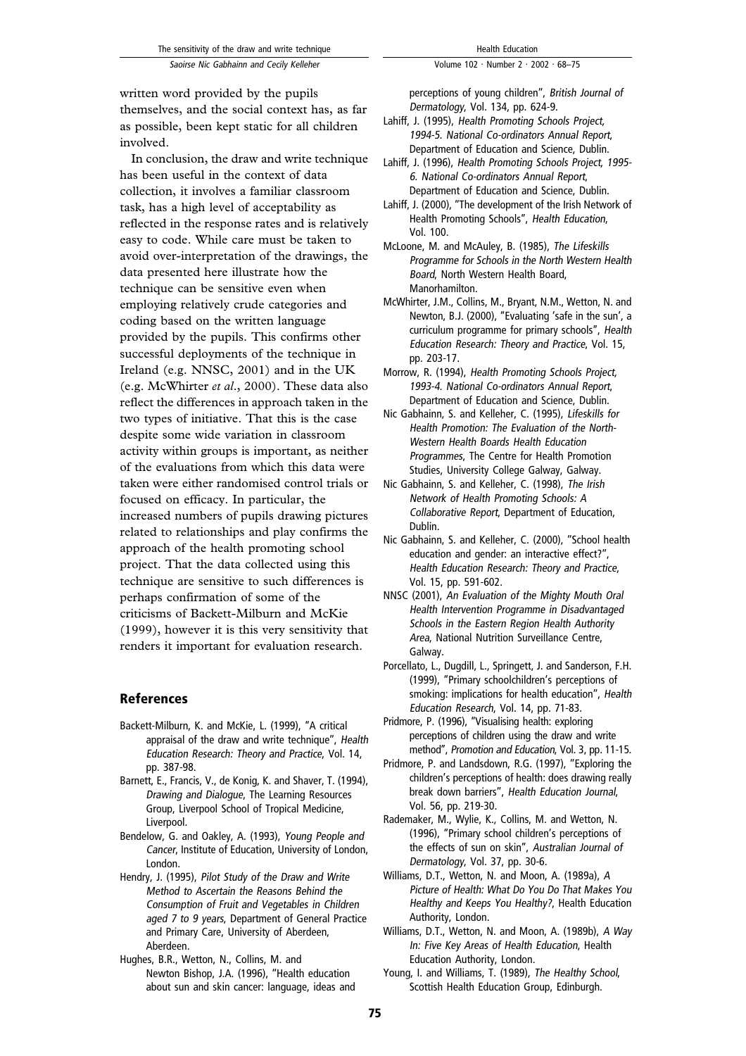written word provided by the pupils themselves, and the social context has, as far as possible, been kept static for all children involved.

In conclusion, the draw and write technique has been useful in the context of data collection, it involves a familiar classroom task, has a high level of acceptability as reflected in the response rates and is relatively easy to code. While care must be taken to avoid over-interpretation of the drawings, the data presented here illustrate how the technique can be sensitive even when employing relatively crude categories and coding based on the written language provided by the pupils. This confirms other successful deployments of the technique in Ireland (e.g. NNSC, 2001) and in the UK (e.g. McWhirter *et al*., 2000). These data also reflect the differences in approach taken in the two types of initiative. That this is the case despite some wide variation in classroom activity within groups is important, as neither of the evaluations from which this data were taken were either randomised control trials or focused on efficacy. In particular, the increased numbers of pupils drawing pictures related to relationships and play confirms the approach of the health promoting school project. That the data collected using this technique are sensitive to such differences is perhaps confirmation of some of the criticisms of Backett-Milburn and McKie (1999), however it is this very sensitivity that renders it important for evaluation research.

## References

Backett-Milburn, K. and McKie, L. (1999), "A critical appraisal of the draw and write technique", *Health Education Research: Theory and Practice*, Vol. 14, pp. 387-98.

Barnett, E., Francis, V., de Konig, K. and Shaver, T. (1994), *Drawing and Dialogue*, The Learning Resources Group, Liverpool School of Tropical Medicine, Liverpool.

Bendelow, G. and Oakley, A. (1993), *Young People and Cancer*, Institute of Education, University of London, London.

Hendry, J. (1995), *Pilot Study of the Draw and Write Method to Ascertain the Reasons Behind the Consumption of Fruit and Vegetables in Children aged 7 to 9 years*, Department of General Practice and Primary Care, University of Aberdeen, Aberdeen.

Hughes, B.R., Wetton, N., Collins, M. and Newton Bishop, J.A. (1996), "Health education about sun and skin cancer: language, ideas and perceptions of young children", *British Journal of Dermatology*, Vol. 134, pp. 624-9.

Lahiff, J. (1995), *Health Promoting Schools Project, 1994-5. National Co-ordinators Annual Report*, Department of Education and Science, Dublin.

Lahiff, J. (1996), *Health Promoting Schools Project, 1995-6. National Co-ordinators Annual Report*, Department of Education and Science, Dublin.

Lahiff, J. (2000), "The development of the Irish Network of Health Promoting Schools", *Health Education*, Vol. 100.

McLoone, M. and McAuley, B. (1985), *The Lifeskills Programme for Schools in the North Western Health Board*, North Western Health Board, Manorhamilton.

McWhirter, J.M., Collins, M., Bryant, N.M., Wetton, N. and Newton, B.J. (2000), "Evaluating 'safe in the sun', a curriculum programme for primary schools", *Health Education Research: Theory and Practice*, Vol. 15, pp. 203-17.

Morrow, R. (1994), *Health Promoting Schools Project, 1993-4. National Co-ordinators Annual Report*, Department of Education and Science, Dublin.

Nic Gabhainn, S. and Kelleher, C. (1995), *Lifeskills for Health Promotion: The Evaluation of the North-Western Health Boards Health Education Programmes*, The Centre for Health Promotion Studies, University College Galway, Galway.

Nic Gabhainn, S. and Kelleher, C. (1998), *The Irish Network of Health Promoting Schools: A Collaborative Report*, Department of Education, Dublin.

Nic Gabhainn, S. and Kelleher, C. (2000), "School health education and gender: an interactive effect?", *Health Education Research: Theory and Practice*, Vol. 15, pp. 591-602.

NNSC (2001), *An Evaluation of the Mighty Mouth Oral Health Intervention Programme in Disadvantaged Schools in the Eastern Region Health Authority Area*, National Nutrition Surveillance Centre, Galway.

Porcellato, L., Dugdill, L., Springett, J. and Sanderson, F.H. (1999), "Primary schoolchildren's perceptions of smoking: implications for health education", *Health Education Research*, Vol. 14, pp. 71-83.

Pridmore, P. (1996), "Visualising health: exploring perceptions of children using the draw and write method", *Promotion and Education*, Vol. 3, pp. 11-15.

Pridmore, P. and Landsdown, R.G. (1997), "Exploring the children's perceptions of health: does drawing really break down barriers", *Health Education Journal*, Vol. 56, pp. 219-30.

Rademaker, M., Wylie, K., Collins, M. and Wetton, N. (1996), "Primary school children's perceptions of the effects of sun on skin", *Australian Journal of Dermatology*, Vol. 37, pp. 30-6.

Williams, D.T., Wetton, N. and Moon, A. (1989a), *A Picture of Health: What Do You Do That Makes You Healthy and Keeps You Healthy?*, Health Education Authority, London.

Williams, D.T., Wetton, N. and Moon, A. (1989b), *A Way In: Five Key Areas of Health Education*, Health Education Authority, London.

Young, I. and Williams, T. (1989), *The Healthy School*, Scottish Health Education Group, Edinburgh.